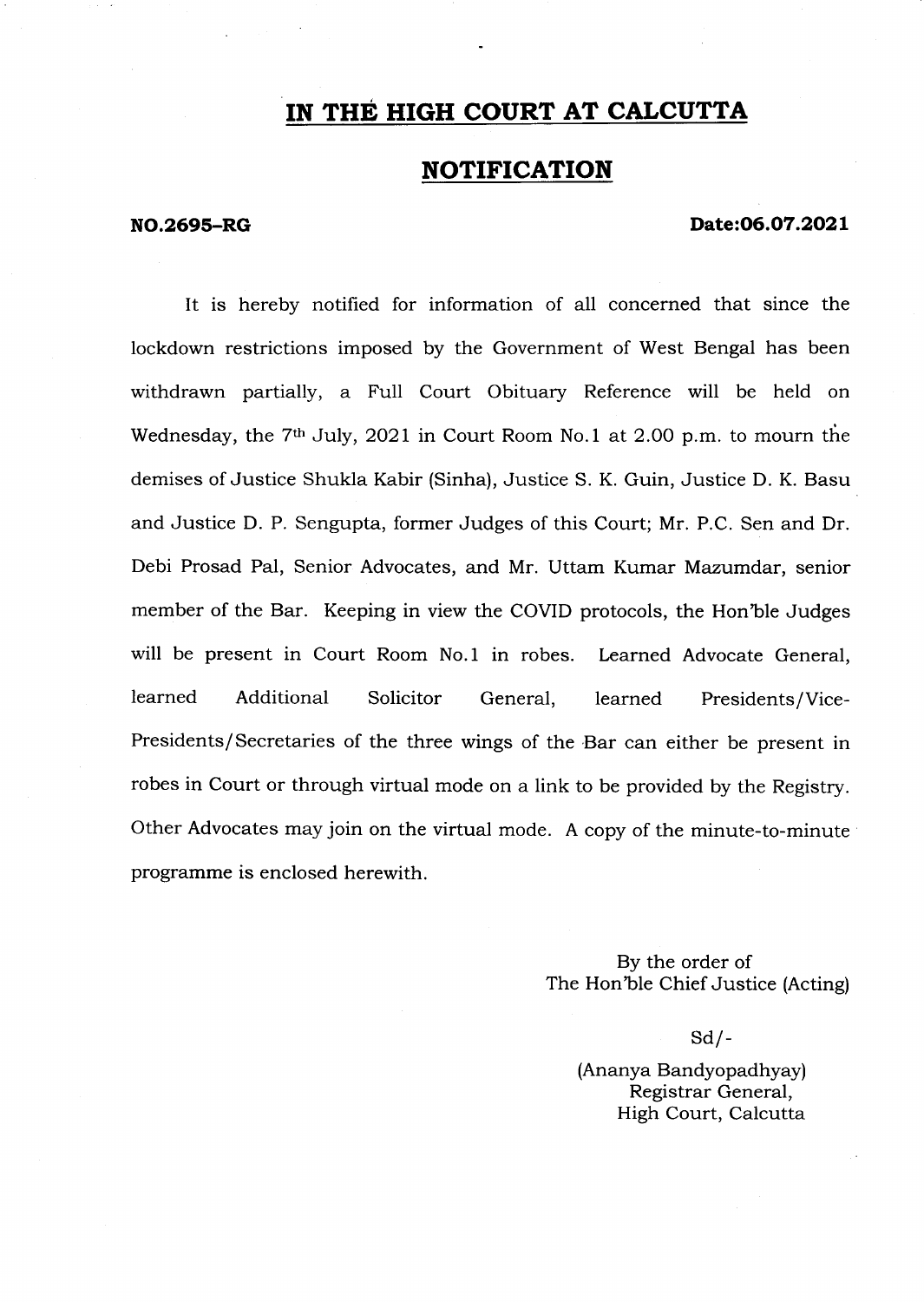# IN THE HIGH COURT AT CALCUTTA

## NOTIFICATION

**NO.2695-RG** **Date:06.07.2021**

It is hereby notified for information of all concerned that since the lockdown restrictions imposed by the Government of West Bengal has been withdrawn partially, a Full Court Obituary Reference will be held on Wednesday, the 7th July, 2021 in Court Room No.1 at 2.00 p.m. to mourn the demises of Justice Shukla Kabir (Sinha), Justice S. K. Guin, Justice D. K. Basu and Justice D. P. Sengupta, former Judges of this Court; Mr. P.C. Sen and Dr. Debi Prosad Pal, Senior Advocates, and Mr. Uttam Kumar Mazumdar, senior member of the Bar. Keeping in view the COVID protocols, the Hon'ble Judges will be present in Court Room No.1 in robes. Learned Advocate General, learned Additional Solicitor General, learned Presidents/Vice-Presidents/Secretaries of the three wings of the Bar can either be present in robes in Court or through virtual mode on a link to be provided by the Registry. Other Advocates may join on the virtual mode. A copy of the minute-to-minute programme is enclosed herewith.

By the order of
The Hon'ble Chief Justice (Acting)

Sd/-

(Ananya Bandyopadhyay)
Registrar General,
High Court, Calcutta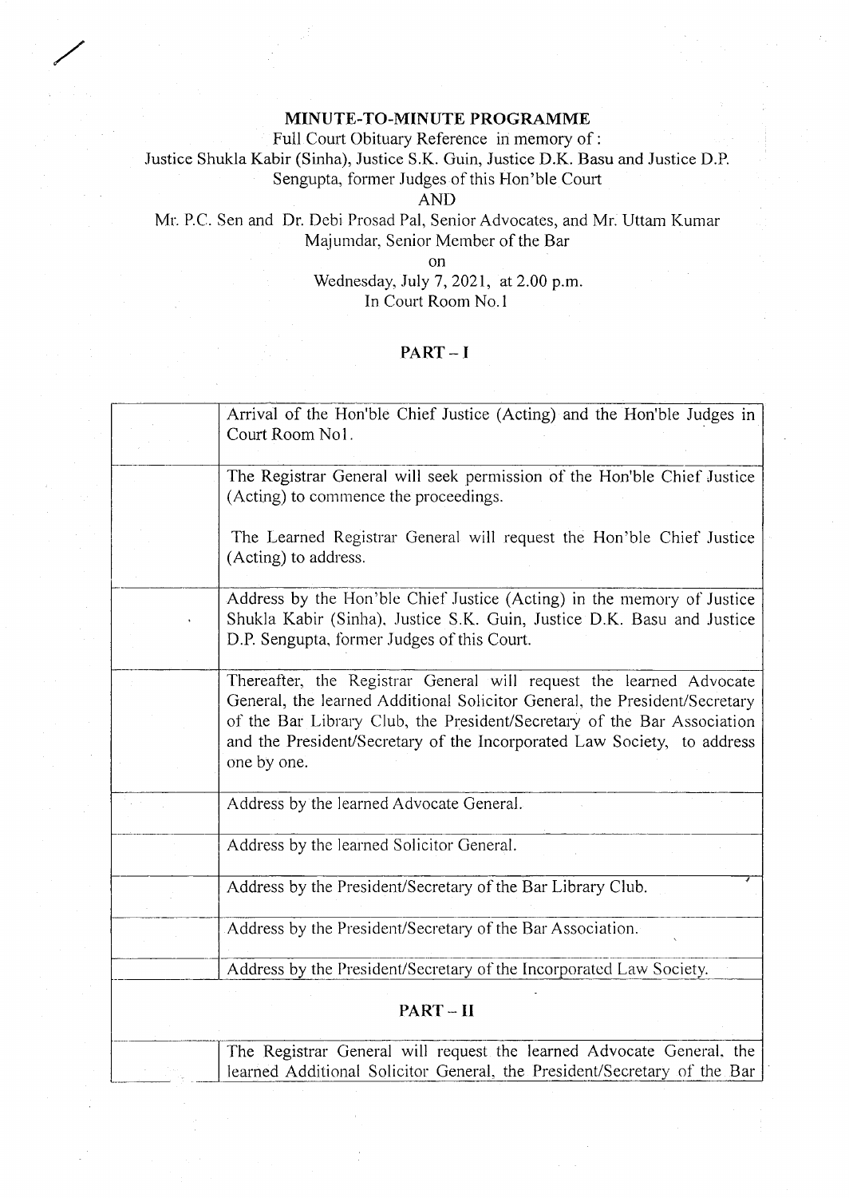# MINUTE-TO-MINUTE PROGRAMME

Full Court Obituary Reference in memory of :

Justice Shukla Kabir (Sinha), Justice S.K. Guin, Justice D.K. Basu and Justice D.P. Sengupta, former Judges of this Hon'ble Court

AND

Mr. P.C. Sen and Dr. Debi Prosad Pal, Senior Advocates, and Mr. Uttam Kumar Majumdar, Senior Member of the Bar

on

Wednesday, July 7, 2021, at 2.00 p.m.

In Court Room No.1

## PART – I

| | |
|---|---|
| | Arrival of the Hon'ble Chief Justice (Acting) and the Hon'ble Judges in Court Room No1. |
| | The Registrar General will seek permission of the Hon'ble Chief Justice (Acting) to commence the proceedings.<br><br>The Learned Registrar General will request the Hon'ble Chief Justice (Acting) to address. |
| | Address by the Hon'ble Chief Justice (Acting) in the memory of Justice Shukla Kabir (Sinha), Justice S.K. Guin, Justice D.K. Basu and Justice D.P. Sengupta, former Judges of this Court. |
| | Thereafter, the Registrar General will request the learned Advocate General, the learned Additional Solicitor General, the President/Secretary of the Bar Library Club, the President/Secretary of the Bar Association and the President/Secretary of the Incorporated Law Society, to address one by one. |
| | Address by the learned Advocate General. |
| | Address by the learned Solicitor General. |
| | Address by the President/Secretary of the Bar Library Club. |
| | Address by the President/Secretary of the Bar Association. |
| | Address by the President/Secretary of the Incorporated Law Society. |
| **PART – II** | |
| | The Registrar General will request the learned Advocate General, the learned Additional Solicitor General, the President/Secretary of the Bar |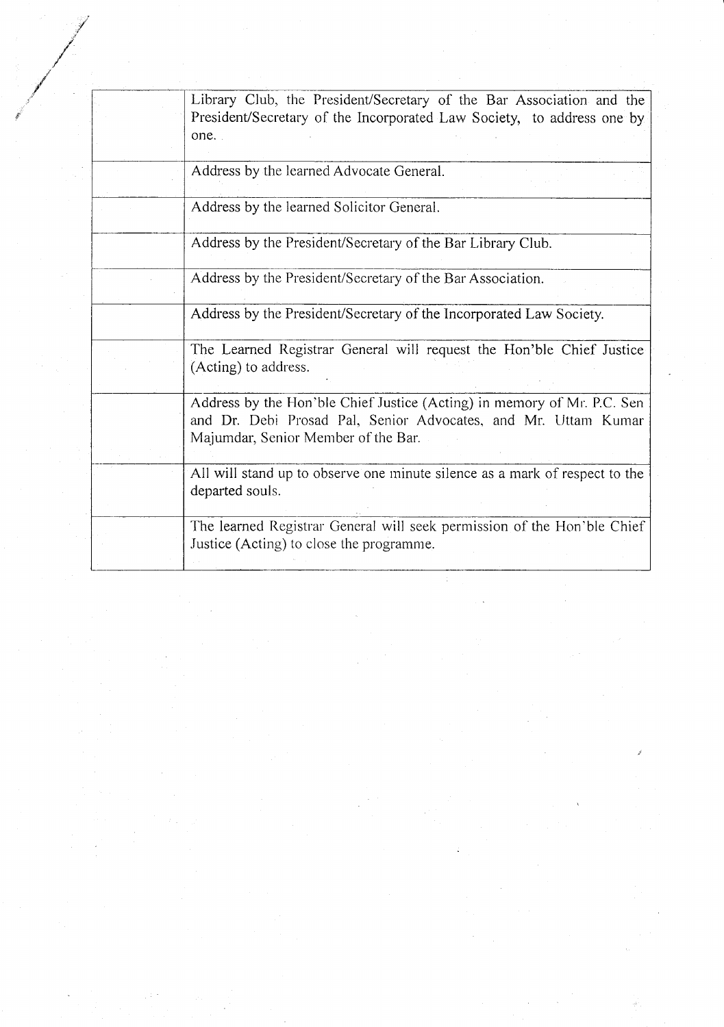| | |
|---|---|
| | Library Club, the President/Secretary of the Bar Association and the President/Secretary of the Incorporated Law Society, to address one by one. |
| | Address by the learned Advocate General. |
| | Address by the learned Solicitor General. |
| | Address by the President/Secretary of the Bar Library Club. |
| | Address by the President/Secretary of the Bar Association. |
| | Address by the President/Secretary of the Incorporated Law Society. |
| | The Learned Registrar General will request the Hon'ble Chief Justice (Acting) to address. |
| | Address by the Hon'ble Chief Justice (Acting) in memory of Mr. P.C. Sen and Dr. Debi Prosad Pal, Senior Advocates, and Mr. Uttam Kumar Majumdar, Senior Member of the Bar. |
| | All will stand up to observe one minute silence as a mark of respect to the departed souls. |
| | The learned Registrar General will seek permission of the Hon'ble Chief Justice (Acting) to close the programme. |